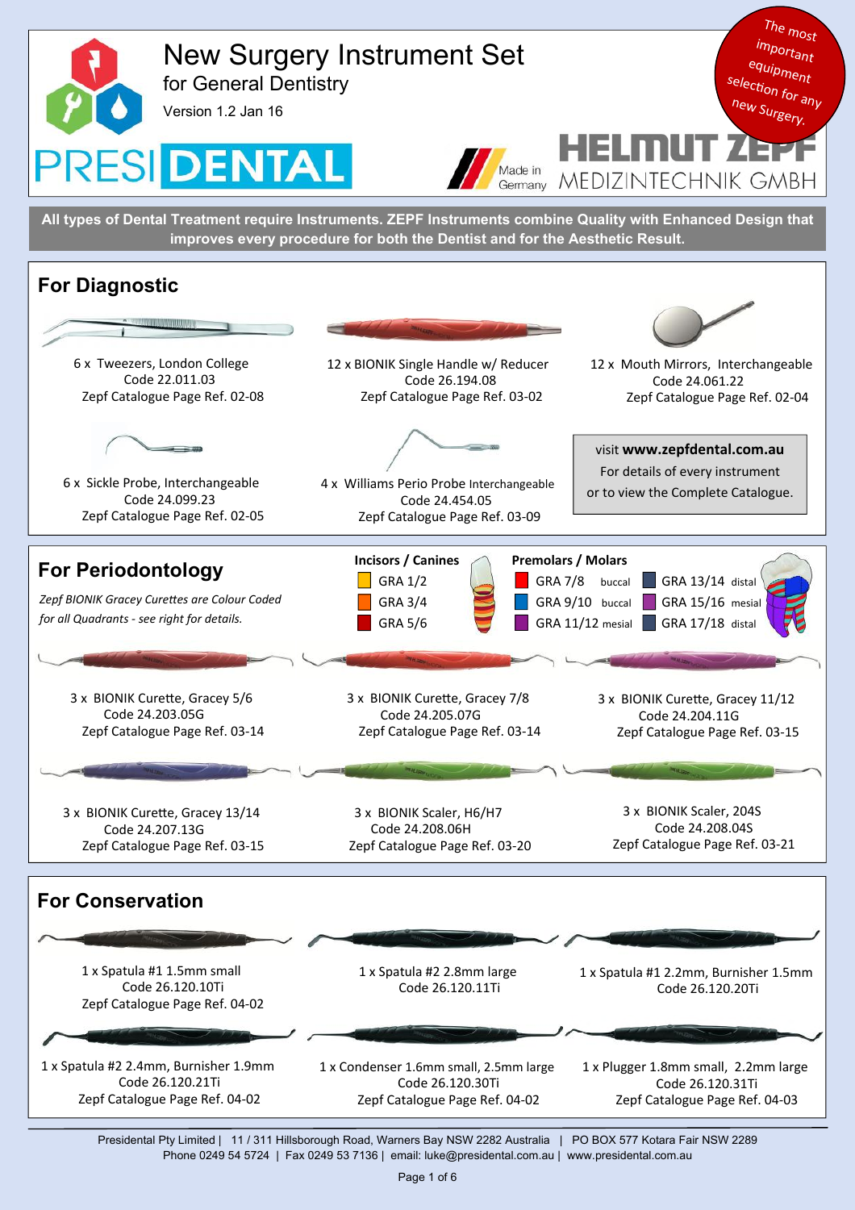# New Surgery Instrument Set

for General Dentistry

Version 1.2 Jan 16

PRESIDENTAL

Made in Germany

HELMUT ZEPF MEDIZINTECHNIK GMBH

*The most important equipment selection for any new Surgery.*

**All types of Dental Treatment require Instruments. ZEPF Instruments combine Quality with Enhanced Design that improves every procedure for both the Dentist and for the Aesthetic Result.**

## For Diagnostic

6 x Tweezers, London College
Code 22.011.03
Zepf Catalogue Page Ref. 02-08

12 x BIONIK Single Handle w/ Reducer
Code 26.194.08
Zepf Catalogue Page Ref. 03-02

12 x Mouth Mirrors, Interchangeable
Code 24.061.22
Zepf Catalogue Page Ref. 02-04

6 x Sickle Probe, Interchangeable
Code 24.099.23
Zepf Catalogue Page Ref. 02-05

4 x Williams Perio Probe Interchangeable
Code 24.454.05
Zepf Catalogue Page Ref. 03-09

visit **www.zepfdental.com.au**
For details of every instrument
or to view the Complete Catalogue.

## For Periodontology

*Zepf BIONIK Gracey Curettes are Colour Coded for all Quadrants - see right for details.*

| Incisors / Canines | Premolars / Molars | |
|---|---|---|
| GRA 1/2 | GRA 7/8 buccal | GRA 13/14 distal |
| GRA 3/4 | GRA 9/10 buccal | GRA 15/16 mesial |
| GRA 5/6 | GRA 11/12 mesial | GRA 17/18 distal |

3 x BIONIK Curette, Gracey 5/6
Code 24.203.05G
Zepf Catalogue Page Ref. 03-14

3 x BIONIK Curette, Gracey 7/8
Code 24.205.07G
Zepf Catalogue Page Ref. 03-14

3 x BIONIK Curette, Gracey 11/12
Code 24.204.11G
Zepf Catalogue Page Ref. 03-15

3 x BIONIK Curette, Gracey 13/14
Code 24.207.13G
Zepf Catalogue Page Ref. 03-15

3 x BIONIK Scaler, H6/H7
Code 24.208.06H
Zepf Catalogue Page Ref. 03-20

3 x BIONIK Scaler, 204S
Code 24.208.04S
Zepf Catalogue Page Ref. 03-21

## For Conservation

1 x Spatula #1 1.5mm small
Code 26.120.10Ti
Zepf Catalogue Page Ref. 04-02

1 x Spatula #2 2.8mm large
Code 26.120.11Ti

1 x Spatula #1 2.2mm, Burnisher 1.5mm
Code 26.120.20Ti

1 x Spatula #2 2.4mm, Burnisher 1.9mm
Code 26.120.21Ti
Zepf Catalogue Page Ref. 04-02

1 x Condenser 1.6mm small, 2.5mm large
Code 26.120.30Ti
Zepf Catalogue Page Ref. 04-02

1 x Plugger 1.8mm small, 2.2mm large
Code 26.120.31Ti
Zepf Catalogue Page Ref. 04-03

Presidental Pty Limited | 11 / 311 Hillsborough Road, Warners Bay NSW 2282 Australia | PO BOX 577 Kotara Fair NSW 2289
Phone 0249 54 5724 | Fax 0249 53 7136 | email: luke@presidental.com.au | www.presidental.com.au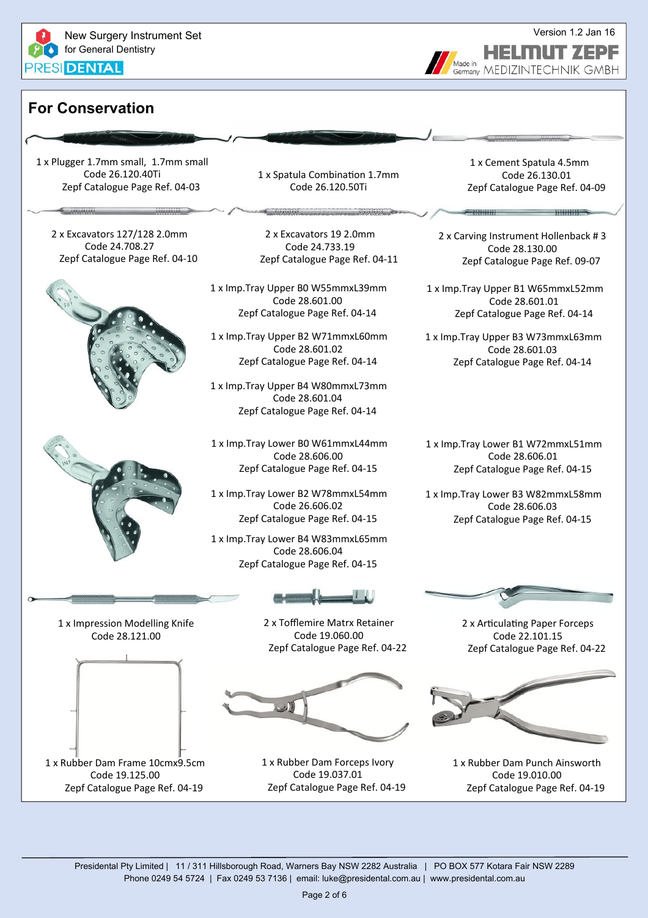## For Conservation

1 x Plugger 1.7mm small, 1.7mm small
Code 26.120.40Ti
Zepf Catalogue Page Ref. 04-03

1 x Spatula Combination 1.7mm
Code 26.120.50Ti

1 x Cement Spatula 4.5mm
Code 26.130.01
Zepf Catalogue Page Ref. 04-09

2 x Excavators 127/128 2.0mm
Code 24.708.27
Zepf Catalogue Page Ref. 04-10

2 x Excavators 19 2.0mm
Code 24.733.19
Zepf Catalogue Page Ref. 04-11

2 x Carving Instrument Hollenback # 3
Code 28.130.00
Zepf Catalogue Page Ref. 09-07

1 x Imp.Tray Upper B0 W55mmxL39mm
Code 28.601.00
Zepf Catalogue Page Ref. 04-14

1 x Imp.Tray Upper B1 W65mmxL52mm
Code 28.601.01
Zepf Catalogue Page Ref. 04-14

1 x Imp.Tray Upper B2 W71mmxL60mm
Code 28.601.02
Zepf Catalogue Page Ref. 04-14

1 x Imp.Tray Upper B3 W73mmxL63mm
Code 28.601.03
Zepf Catalogue Page Ref. 04-14

1 x Imp.Tray Upper B4 W80mmxL73mm
Code 28.601.04
Zepf Catalogue Page Ref. 04-14

1 x Imp.Tray Lower B0 W61mmxL44mm
Code 28.606.00
Zepf Catalogue Page Ref. 04-15

1 x Imp.Tray Lower B1 W72mmxL51mm
Code 28.606.01
Zepf Catalogue Page Ref. 04-15

1 x Imp.Tray Lower B2 W78mmxL54mm
Code 26.606.02
Zepf Catalogue Page Ref. 04-15

1 x Imp.Tray Lower B3 W82mmxL58mm
Code 28.606.03
Zepf Catalogue Page Ref. 04-15

1 x Imp.Tray Lower B4 W83mmxL65mm
Code 28.606.04
Zepf Catalogue Page Ref. 04-15

1 x Impression Modelling Knife
Code 28.121.00

2 x Tofflemire Matrx Retainer
Code 19.060.00
Zepf Catalogue Page Ref. 04-22

2 x Articulating Paper Forceps
Code 22.101.15
Zepf Catalogue Page Ref. 04-22

1 x Rubber Dam Frame 10cmx9.5cm
Code 19.125.00
Zepf Catalogue Page Ref. 04-19

1 x Rubber Dam Forceps Ivory
Code 19.037.01
Zepf Catalogue Page Ref. 04-19

1 x Rubber Dam Punch Ainsworth
Code 19.010.00
Zepf Catalogue Page Ref. 04-19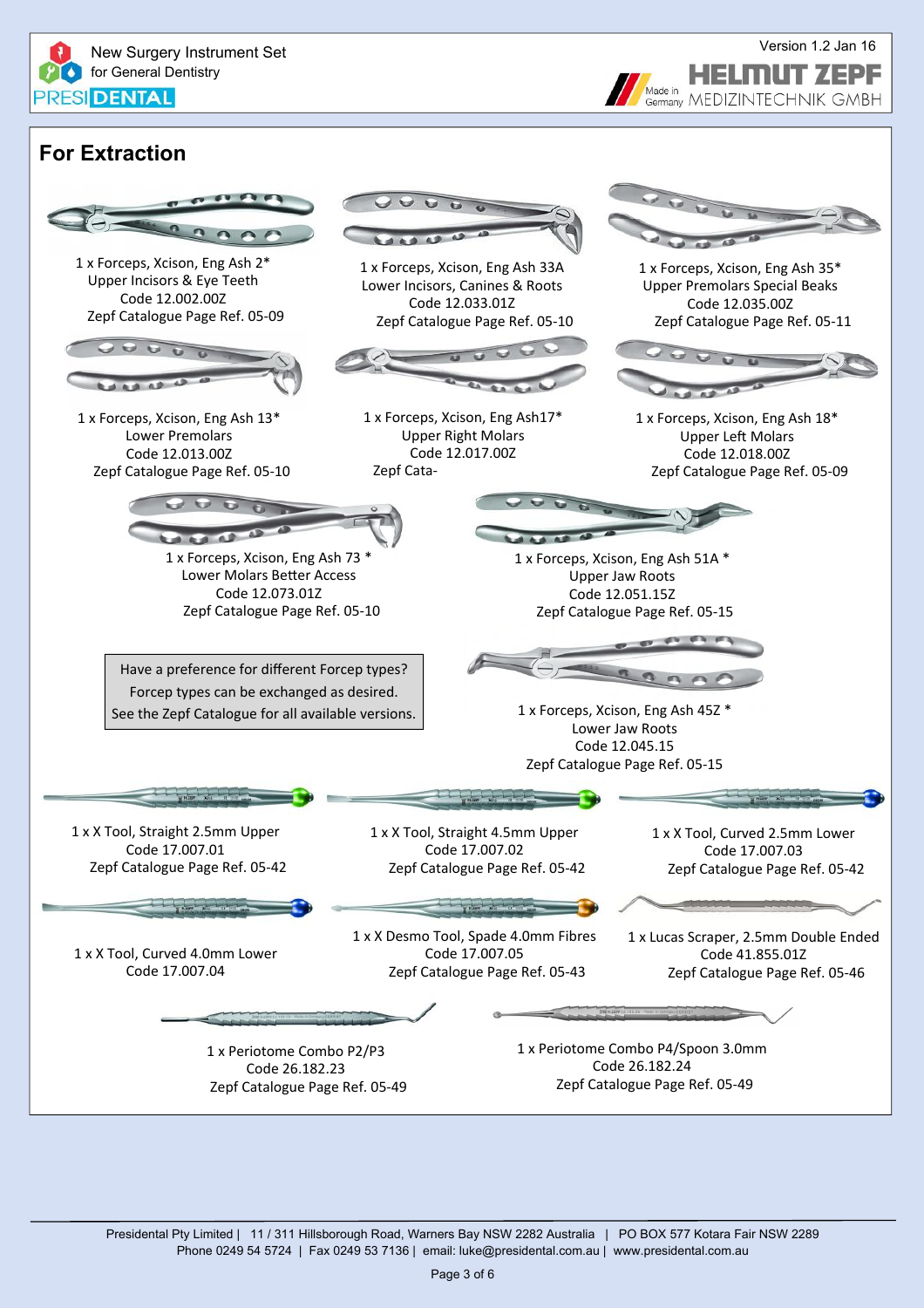# For Extraction

1 x Forceps, Xcison, Eng Ash 2*
Upper Incisors & Eye Teeth
Code 12.002.00Z
Zepf Catalogue Page Ref. 05-09

1 x Forceps, Xcison, Eng Ash 33A
Lower Incisors, Canines & Roots
Code 12.033.01Z
Zepf Catalogue Page Ref. 05-10

1 x Forceps, Xcison, Eng Ash 35*
Upper Premolars Special Beaks
Code 12.035.00Z
Zepf Catalogue Page Ref. 05-11

1 x Forceps, Xcison, Eng Ash 13*
Lower Premolars
Code 12.013.00Z
Zepf Catalogue Page Ref. 05-10

1 x Forceps, Xcison, Eng Ash17*
Upper Right Molars
Code 12.017.00Z
Zepf Cata-

1 x Forceps, Xcison, Eng Ash 18*
Upper Left Molars
Code 12.018.00Z
Zepf Catalogue Page Ref. 05-09

1 x Forceps, Xcison, Eng Ash 73 *
Lower Molars Better Access
Code 12.073.01Z
Zepf Catalogue Page Ref. 05-10

1 x Forceps, Xcison, Eng Ash 51A *
Upper Jaw Roots
Code 12.051.15Z
Zepf Catalogue Page Ref. 05-15

Have a preference for different Forcep types?
Forcep types can be exchanged as desired.
See the Zepf Catalogue for all available versions.

1 x Forceps, Xcison, Eng Ash 45Z *
Lower Jaw Roots
Code 12.045.15
Zepf Catalogue Page Ref. 05-15

1 x X Tool, Straight 2.5mm Upper
Code 17.007.01
Zepf Catalogue Page Ref. 05-42

1 x X Tool, Straight 4.5mm Upper
Code 17.007.02
Zepf Catalogue Page Ref. 05-42

1 x X Tool, Curved 2.5mm Lower
Code 17.007.03
Zepf Catalogue Page Ref. 05-42

1 x X Tool, Curved 4.0mm Lower
Code 17.007.04

1 x X Desmo Tool, Spade 4.0mm Fibres
Code 17.007.05
Zepf Catalogue Page Ref. 05-43

1 x Lucas Scraper, 2.5mm Double Ended
Code 41.855.01Z
Zepf Catalogue Page Ref. 05-46

1 x Periotome Combo P2/P3
Code 26.182.23
Zepf Catalogue Page Ref. 05-49

1 x Periotome Combo P4/Spoon 3.0mm
Code 26.182.24
Zepf Catalogue Page Ref. 05-49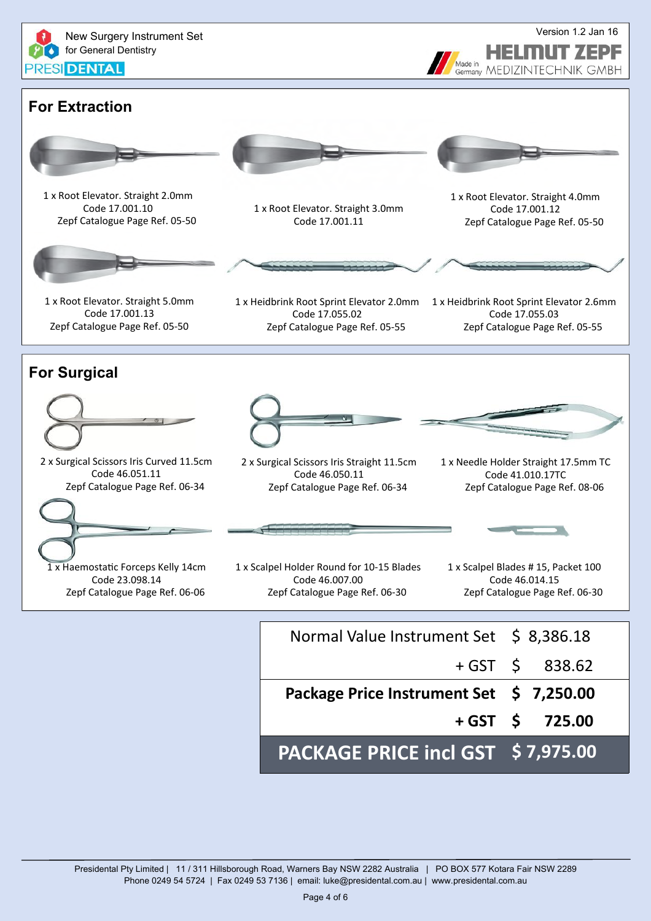New Surgery Instrument Set for General Dentistry

PRESIDENTAL

Version 1.2 Jan 16

HELMUT ZEPF Made in Germany MEDIZINTECHNIK GMBH

## For Extraction

1 x Root Elevator. Straight 2.0mm
Code 17.001.10
Zepf Catalogue Page Ref. 05-50

1 x Root Elevator. Straight 3.0mm
Code 17.001.11

1 x Root Elevator. Straight 4.0mm
Code 17.001.12
Zepf Catalogue Page Ref. 05-50

1 x Root Elevator. Straight 5.0mm
Code 17.001.13
Zepf Catalogue Page Ref. 05-50

1 x Heidbrink Root Sprint Elevator 2.0mm
Code 17.055.02
Zepf Catalogue Page Ref. 05-55

1 x Heidbrink Root Sprint Elevator 2.6mm
Code 17.055.03
Zepf Catalogue Page Ref. 05-55

## For Surgical

2 x Surgical Scissors Iris Curved 11.5cm
Code 46.051.11
Zepf Catalogue Page Ref. 06-34

2 x Surgical Scissors Iris Straight 11.5cm
Code 46.050.11
Zepf Catalogue Page Ref. 06-34

1 x Needle Holder Straight 17.5mm TC
Code 41.010.17TC
Zepf Catalogue Page Ref. 08-06

1 x Haemostatic Forceps Kelly 14cm
Code 23.098.14
Zepf Catalogue Page Ref. 06-06

1 x Scalpel Holder Round for 10-15 Blades
Code 46.007.00
Zepf Catalogue Page Ref. 06-30

1 x Scalpel Blades # 15, Packet 100
Code 46.014.15
Zepf Catalogue Page Ref. 06-30

| | |
|---|---|
| Normal Value Instrument Set | $ 8,386.18 |
| + GST | $ 838.62 |
| **Package Price Instrument Set** | **$ 7,250.00** |
| **+ GST** | **$ 725.00** |
| **PACKAGE PRICE incl GST** | **$ 7,975.00** |

Presidental Pty Limited | 11 / 311 Hillsborough Road, Warners Bay NSW 2282 Australia | PO BOX 577 Kotara Fair NSW 2289
Phone 0249 54 5724 | Fax 0249 53 7136 | email: luke@presidental.com.au | www.presidental.com.au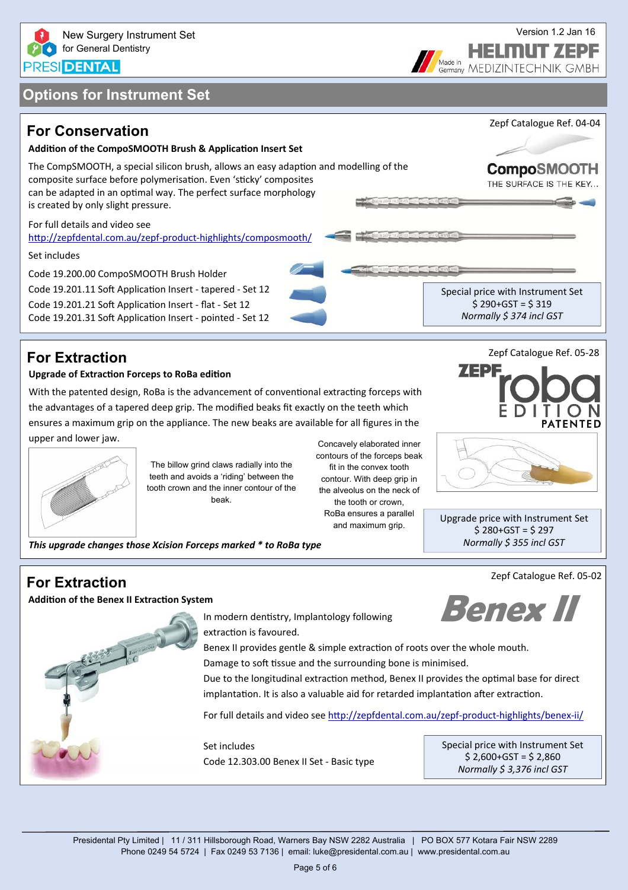# Options for Instrument Set

## For Conservation

Zepf Catalogue Ref. 04-04

**Addition of the CompoSMOOTH Brush & Application Insert Set**

The CompSMOOTH, a special silicon brush, allows an easy adaption and modelling of the composite surface before polymerisation. Even 'sticky' composites can be adapted in an optimal way. The perfect surface morphology is created by only slight pressure.

For full details and video see
http://zepfdental.com.au/zepf-product-highlights/composmooth/

Set includes

Code 19.200.00 CompoSMOOTH Brush Holder
Code 19.201.11 Soft Application Insert - tapered - Set 12
Code 19.201.21 Soft Application Insert - flat - Set 12
Code 19.201.31 Soft Application Insert - pointed - Set 12

CompoSMOOTH
THE SURFACE IS THE KEY...

Special price with Instrument Set
$ 290+GST = $ 319
*Normally $ 374 incl GST*

## For Extraction

Zepf Catalogue Ref. 05-28

**Upgrade of Extraction Forceps to RoBa edition**

ZEPF roba EDITION PATENTED

With the patented design, RoBa is the advancement of conventional extracting forceps with the advantages of a tapered deep grip. The modified beaks fit exactly on the teeth which ensures a maximum grip on the appliance. The new beaks are available for all figures in the upper and lower jaw.

The billow grind claws radially into the teeth and avoids a 'riding' between the tooth crown and the inner contour of the beak.

Concavely elaborated inner contours of the forceps beak fit in the convex tooth contour. With deep grip in the alveolus on the neck of the tooth or crown, RoBa ensures a parallel and maximum grip.

***This upgrade changes those Xcision Forceps marked * to RoBa type***

Upgrade price with Instrument Set
$ 280+GST = $ 297
*Normally $ 355 incl GST*

## For Extraction

Zepf Catalogue Ref. 05-02

**Addition of the Benex II Extraction System**

Benex II

In modern dentistry, Implantology following extraction is favoured.
Benex II provides gentle & simple extraction of roots over the whole mouth.
Damage to soft tissue and the surrounding bone is minimised.
Due to the longitudinal extraction method, Benex II provides the optimal base for direct implantation. It is also a valuable aid for retarded implantation after extraction.

For full details and video see http://zepfdental.com.au/zepf-product-highlights/benex-ii/

Set includes
Code 12.303.00 Benex II Set - Basic type

Special price with Instrument Set
$ 2,600+GST = $ 2,860
*Normally $ 3,376 incl GST*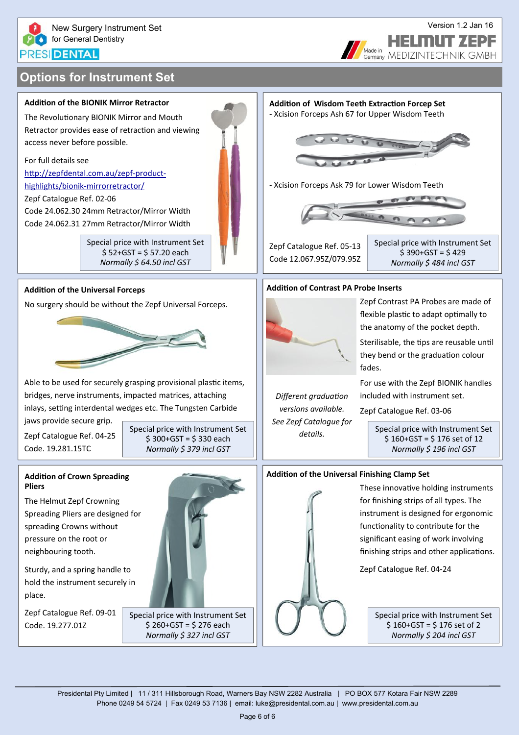# Options for Instrument Set

## Addition of the BIONIK Mirror Retractor

The Revolutionary BIONIK Mirror and Mouth Retractor provides ease of retraction and viewing access never before possible.

For full details see
http://zepfdental.com.au/zepf-product-highlights/bionik-mirrorretractor/
Zepf Catalogue Ref. 02-06
Code 24.062.30 24mm Retractor/Mirror Width
Code 24.062.31 27mm Retractor/Mirror Width

Special price with Instrument Set
$ 52+GST = $ 57.20 each
*Normally $ 64.50 incl GST*

## Addition of Wisdom Teeth Extraction Forcep Set

- Xcision Forceps Ash 67 for Upper Wisdom Teeth
- Xcision Forceps Ask 79 for Lower Wisdom Teeth

Zepf Catalogue Ref. 05-13
Code 12.067.95Z/079.95Z

Special price with Instrument Set
$ 390+GST = $ 429
*Normally $ 484 incl GST*

## Addition of the Universal Forceps

No surgery should be without the Zepf Universal Forceps.

Able to be used for securely grasping provisional plastic items, bridges, nerve instruments, impacted matrices, attaching inlays, setting interdental wedges etc. The Tungsten Carbide jaws provide secure grip.

Zepf Catalogue Ref. 04-25
Code. 19.281.15TC

Special price with Instrument Set
$ 300+GST = $ 330 each
*Normally $ 379 incl GST*

## Addition of Contrast PA Probe Inserts

Zepf Contrast PA Probes are made of flexible plastic to adapt optimally to the anatomy of the pocket depth.

Sterilisable, the tips are reusable until they bend or the graduation colour fades.

For use with the Zepf BIONIK handles included with instrument set.

Zepf Catalogue Ref. 03-06

*Different graduation versions available. See Zepf Catalogue for details.*

Special price with Instrument Set
$ 160+GST = $ 176 set of 12
*Normally $ 196 incl GST*

## Addition of Crown Spreading Pliers

The Helmut Zepf Crowning Spreading Pliers are designed for spreading Crowns without pressure on the root or neighbouring tooth.

Sturdy, and a spring handle to hold the instrument securely in place.

Zepf Catalogue Ref. 09-01
Code. 19.277.01Z

Special price with Instrument Set
$ 260+GST = $ 276 each
*Normally $ 327 incl GST*

## Addition of the Universal Finishing Clamp Set

These innovative holding instruments for finishing strips of all types. The instrument is designed for ergonomic functionality to contribute for the significant easing of work involving finishing strips and other applications.

Zepf Catalogue Ref. 04-24

Special price with Instrument Set
$ 160+GST = $ 176 set of 2
*Normally $ 204 incl GST*

Presidental Pty Limited | 11 / 311 Hillsborough Road, Warners Bay NSW 2282 Australia | PO BOX 577 Kotara Fair NSW 2289
Phone 0249 54 5724 | Fax 0249 53 7136 | email: luke@presidental.com.au | www.presidental.com.au